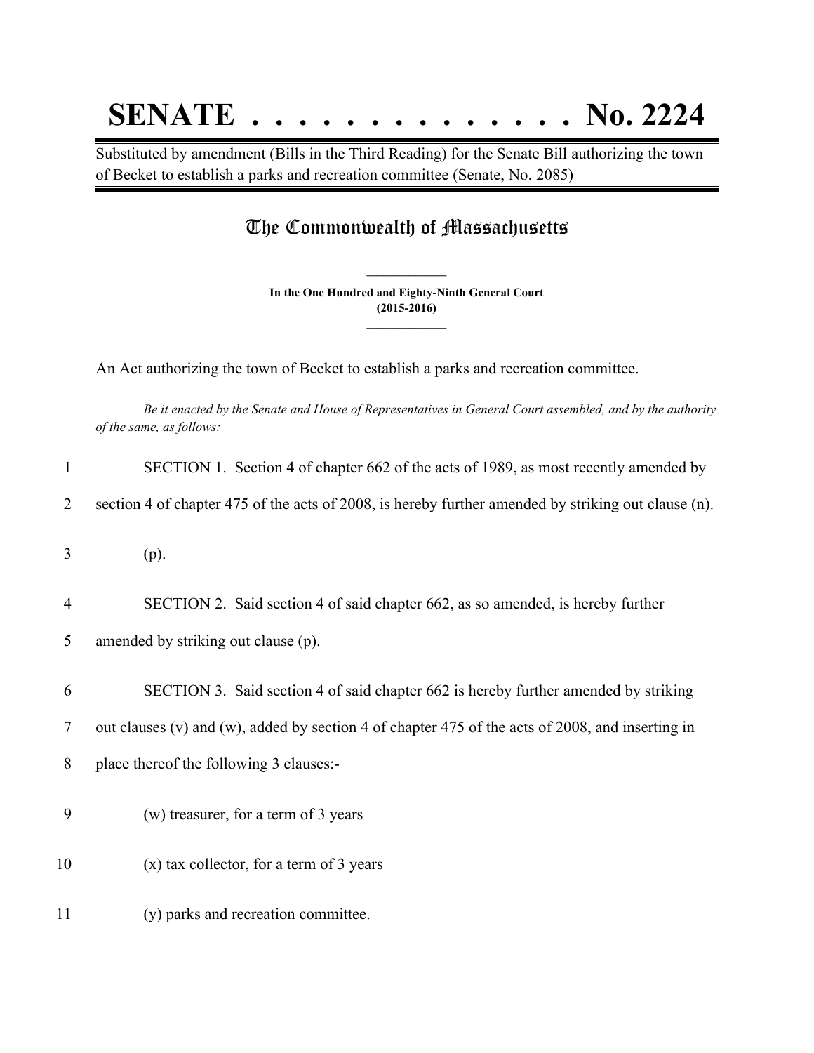# SENATE . . . . . . . . . . . . . . No. 2224

Substituted by amendment (Bills in the Third Reading) for the Senate Bill authorizing the town of Becket to establish a parks and recreation committee (Senate, No. 2085)

## The Commonwealth of Massachusetts

**In the One Hundred and Eighty-Ninth General Court**
**(2015-2016)**

An Act authorizing the town of Becket to establish a parks and recreation committee.

*Be it enacted by the Senate and House of Representatives in General Court assembled, and by the authority of the same, as follows:*

1 SECTION 1. Section 4 of chapter 662 of the acts of 1989, as most recently amended by
2 section 4 of chapter 475 of the acts of 2008, is hereby further amended by striking out clause (n).

3 (p).

4 SECTION 2. Said section 4 of said chapter 662, as so amended, is hereby further
5 amended by striking out clause (p).

6 SECTION 3. Said section 4 of said chapter 662 is hereby further amended by striking
7 out clauses (v) and (w), added by section 4 of chapter 475 of the acts of 2008, and inserting in
8 place thereof the following 3 clauses:-

9 (w) treasurer, for a term of 3 years

10 (x) tax collector, for a term of 3 years

11 (y) parks and recreation committee.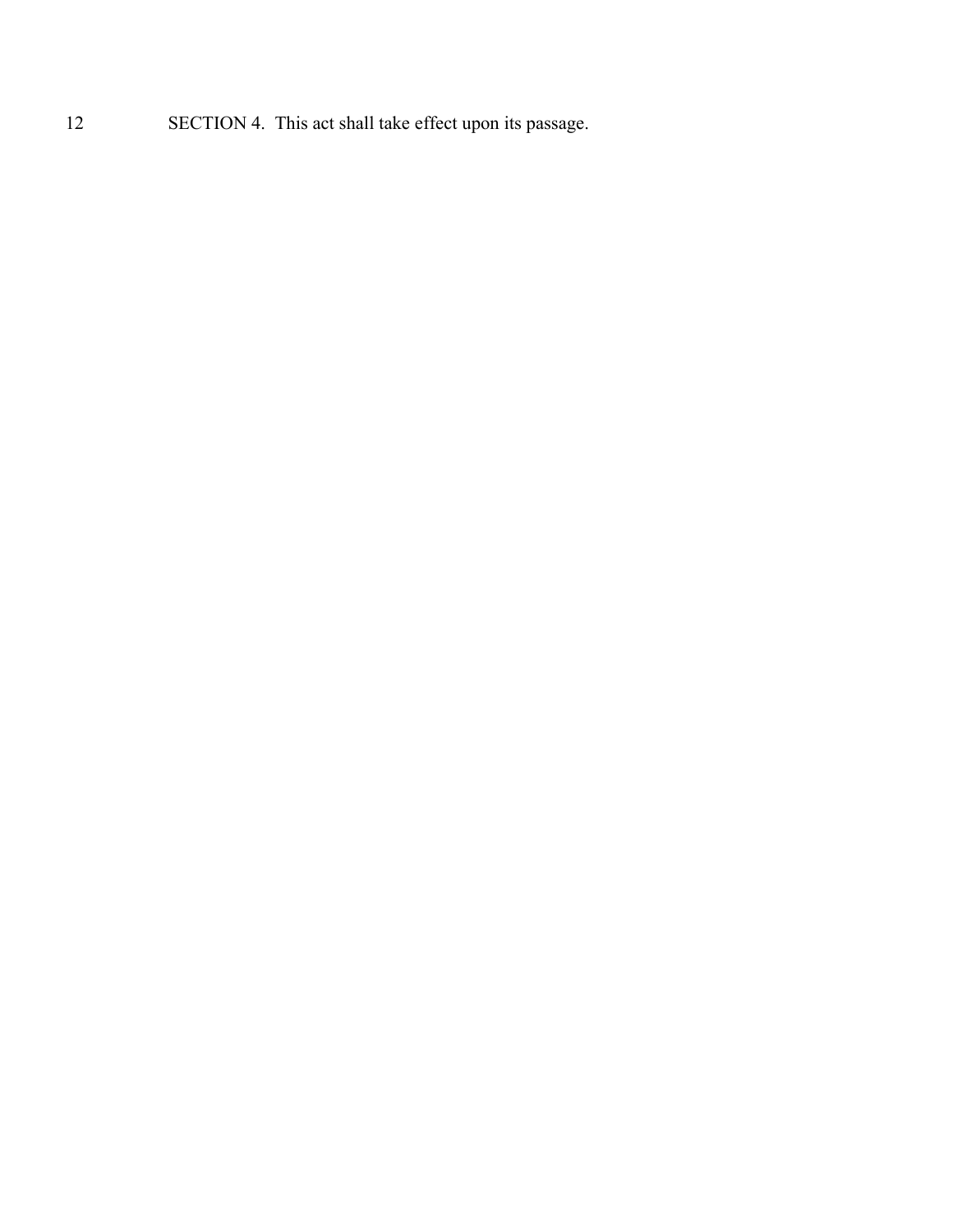SECTION 4. This act shall take effect upon its passage.